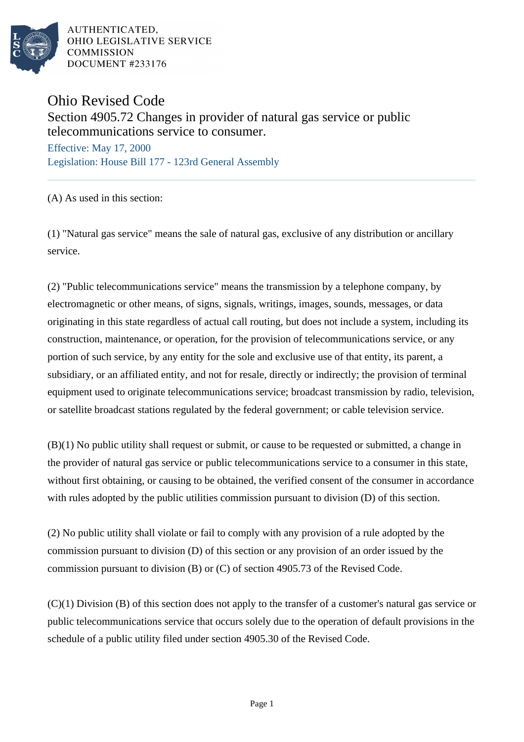AUTHENTICATED,
OHIO LEGISLATIVE SERVICE
COMMISSION
DOCUMENT #233176

# Ohio Revised Code

## Section 4905.72 Changes in provider of natural gas service or public telecommunications service to consumer.

Effective: May 17, 2000

Legislation: House Bill 177 - 123rd General Assembly

(A) As used in this section:

(1) "Natural gas service" means the sale of natural gas, exclusive of any distribution or ancillary service.

(2) "Public telecommunications service" means the transmission by a telephone company, by electromagnetic or other means, of signs, signals, writings, images, sounds, messages, or data originating in this state regardless of actual call routing, but does not include a system, including its construction, maintenance, or operation, for the provision of telecommunications service, or any portion of such service, by any entity for the sole and exclusive use of that entity, its parent, a subsidiary, or an affiliated entity, and not for resale, directly or indirectly; the provision of terminal equipment used to originate telecommunications service; broadcast transmission by radio, television, or satellite broadcast stations regulated by the federal government; or cable television service.

(B)(1) No public utility shall request or submit, or cause to be requested or submitted, a change in the provider of natural gas service or public telecommunications service to a consumer in this state, without first obtaining, or causing to be obtained, the verified consent of the consumer in accordance with rules adopted by the public utilities commission pursuant to division (D) of this section.

(2) No public utility shall violate or fail to comply with any provision of a rule adopted by the commission pursuant to division (D) of this section or any provision of an order issued by the commission pursuant to division (B) or (C) of section 4905.73 of the Revised Code.

(C)(1) Division (B) of this section does not apply to the transfer of a customer's natural gas service or public telecommunications service that occurs solely due to the operation of default provisions in the schedule of a public utility filed under section 4905.30 of the Revised Code.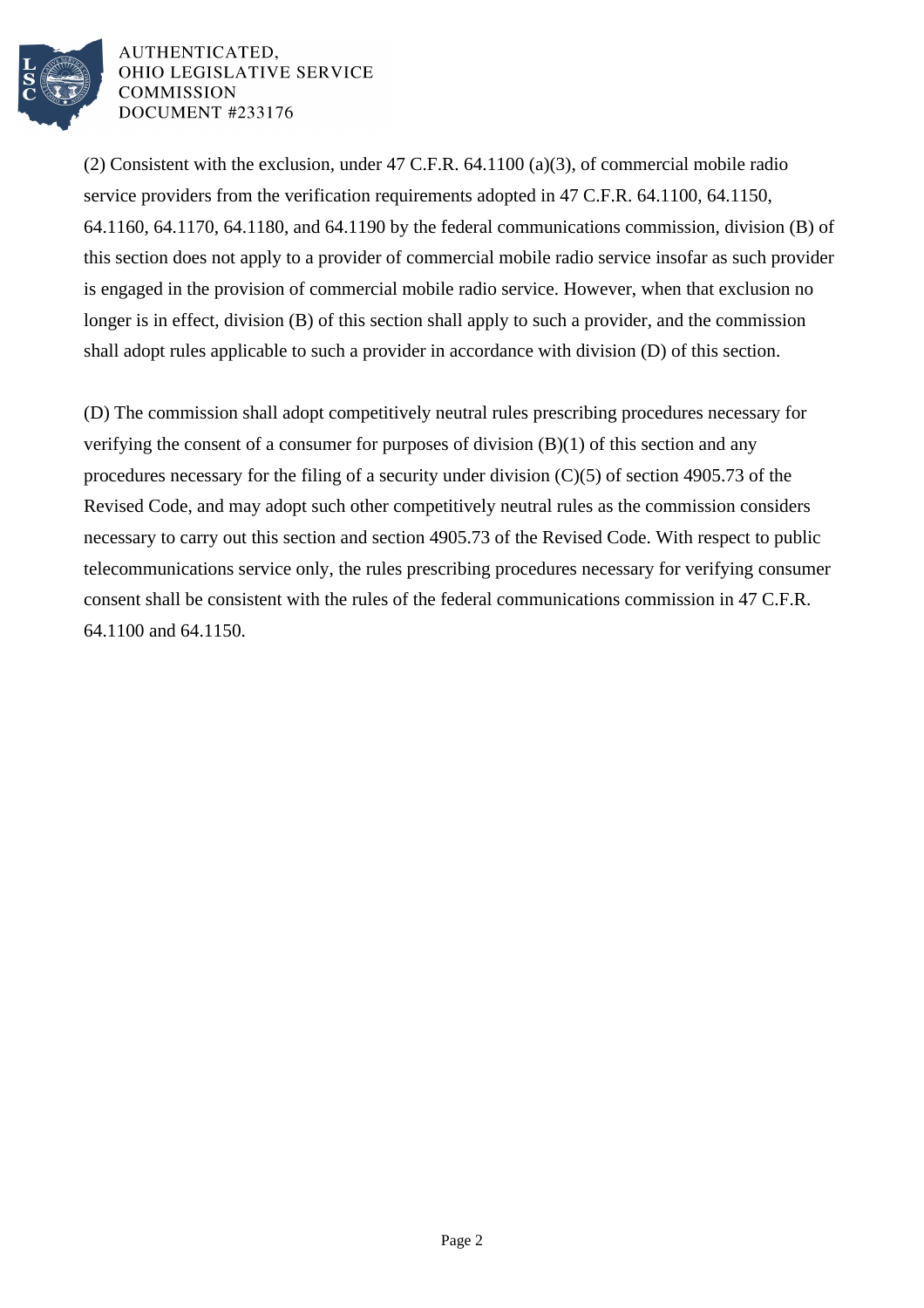(2) Consistent with the exclusion, under 47 C.F.R. 64.1100 (a)(3), of commercial mobile radio service providers from the verification requirements adopted in 47 C.F.R. 64.1100, 64.1150, 64.1160, 64.1170, 64.1180, and 64.1190 by the federal communications commission, division (B) of this section does not apply to a provider of commercial mobile radio service insofar as such provider is engaged in the provision of commercial mobile radio service. However, when that exclusion no longer is in effect, division (B) of this section shall apply to such a provider, and the commission shall adopt rules applicable to such a provider in accordance with division (D) of this section.

(D) The commission shall adopt competitively neutral rules prescribing procedures necessary for verifying the consent of a consumer for purposes of division (B)(1) of this section and any procedures necessary for the filing of a security under division (C)(5) of section 4905.73 of the Revised Code, and may adopt such other competitively neutral rules as the commission considers necessary to carry out this section and section 4905.73 of the Revised Code. With respect to public telecommunications service only, the rules prescribing procedures necessary for verifying consumer consent shall be consistent with the rules of the federal communications commission in 47 C.F.R. 64.1100 and 64.1150.